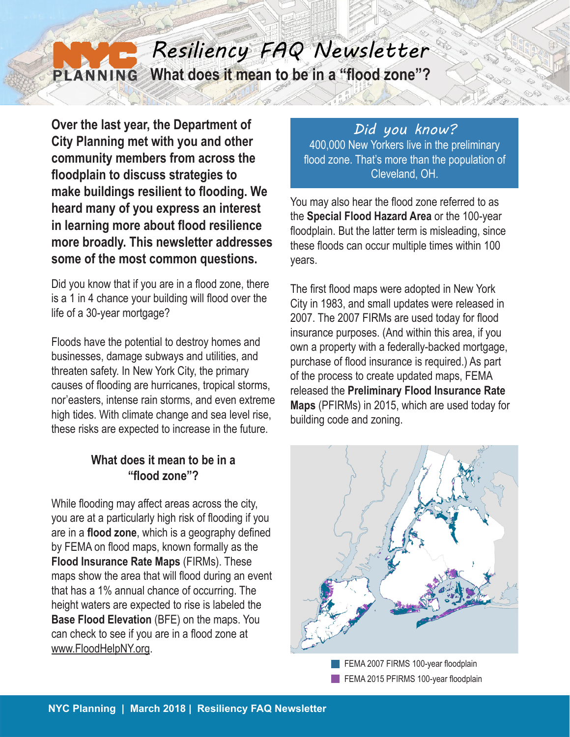# Resiliency FAQ Newsletter

## What does it mean to be in a "flood zone"?

**Over the last year, the Department of City Planning met with you and other community members from across the floodplain to discuss strategies to make buildings resilient to flooding. We heard many of you express an interest in learning more about flood resilience more broadly. This newsletter addresses some of the most common questions.**

Did you know that if you are in a flood zone, there is a 1 in 4 chance your building will flood over the life of a 30-year mortgage?

Floods have the potential to destroy homes and businesses, damage subways and utilities, and threaten safety. In New York City, the primary causes of flooding are hurricanes, tropical storms, nor'easters, intense rain storms, and even extreme high tides. With climate change and sea level rise, these risks are expected to increase in the future.

### What does it mean to be in a "flood zone"?

While flooding may affect areas across the city, you are at a particularly high risk of flooding if you are in a **flood zone**, which is a geography defined by FEMA on flood maps, known formally as the **Flood Insurance Rate Maps** (FIRMs). These maps show the area that will flood during an event that has a 1% annual chance of occurring. The height waters are expected to rise is labeled the **Base Flood Elevation** (BFE) on the maps. You can check to see if you are in a flood zone at www.FloodHelpNY.org.

> *Did you know?*
> 400,000 New Yorkers live in the preliminary flood zone. That's more than the population of Cleveland, OH.

You may also hear the flood zone referred to as the **Special Flood Hazard Area** or the 100-year floodplain. But the latter term is misleading, since these floods can occur multiple times within 100 years.

The first flood maps were adopted in New York City in 1983, and small updates were released in 2007. The 2007 FIRMs are used today for flood insurance purposes. (And within this area, if you own a property with a federally-backed mortgage, purchase of flood insurance is required.) As part of the process to create updated maps, FEMA released the **Preliminary Flood Insurance Rate Maps** (PFIRMs) in 2015, which are used today for building code and zoning.

FEMA 2007 FIRMS 100-year floodplain
FEMA 2015 PFIRMS 100-year floodplain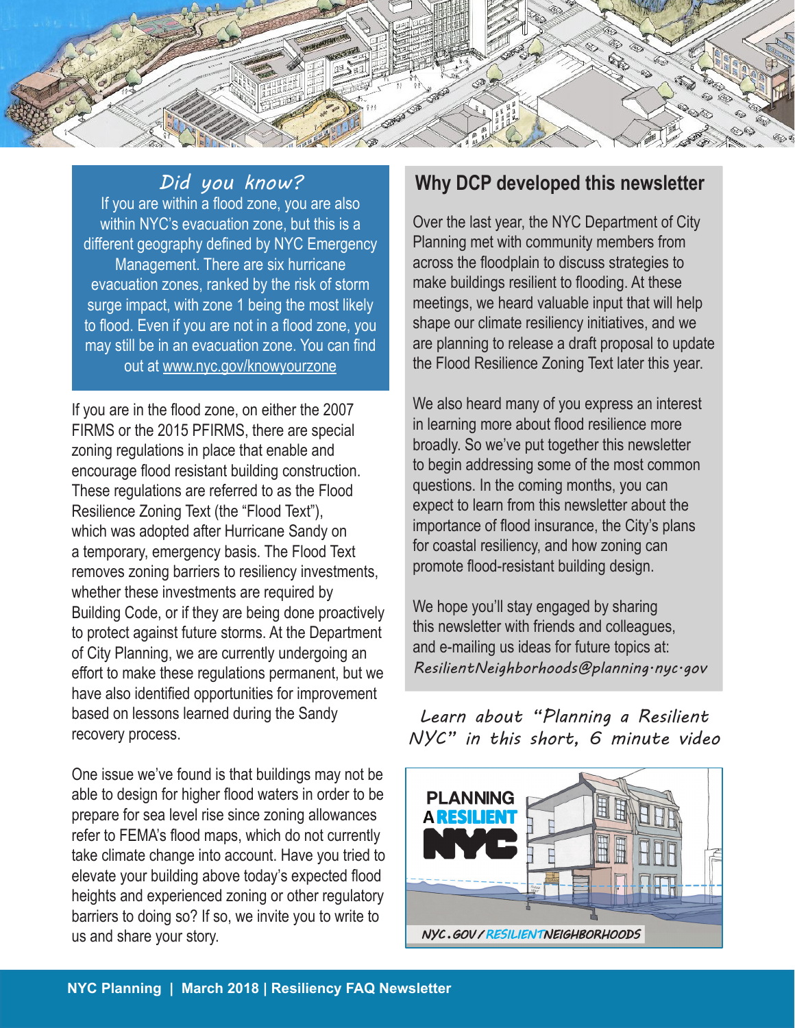### Did you know?

If you are within a flood zone, you are also within NYC's evacuation zone, but this is a different geography defined by NYC Emergency Management. There are six hurricane evacuation zones, ranked by the risk of storm surge impact, with zone 1 being the most likely to flood. Even if you are not in a flood zone, you may still be in an evacuation zone. You can find out at www.nyc.gov/knowyourzone

If you are in the flood zone, on either the 2007 FIRMS or the 2015 PFIRMS, there are special zoning regulations in place that enable and encourage flood resistant building construction. These regulations are referred to as the Flood Resilience Zoning Text (the "Flood Text"), which was adopted after Hurricane Sandy on a temporary, emergency basis. The Flood Text removes zoning barriers to resiliency investments, whether these investments are required by Building Code, or if they are being done proactively to protect against future storms. At the Department of City Planning, we are currently undergoing an effort to make these regulations permanent, but we have also identified opportunities for improvement based on lessons learned during the Sandy recovery process.

One issue we've found is that buildings may not be able to design for higher flood waters in order to be prepare for sea level rise since zoning allowances refer to FEMA's flood maps, which do not currently take climate change into account. Have you tried to elevate your building above today's expected flood heights and experienced zoning or other regulatory barriers to doing so? If so, we invite you to write to us and share your story.

## Why DCP developed this newsletter

Over the last year, the NYC Department of City Planning met with community members from across the floodplain to discuss strategies to make buildings resilient to flooding. At these meetings, we heard valuable input that will help shape our climate resiliency initiatives, and we are planning to release a draft proposal to update the Flood Resilience Zoning Text later this year.

We also heard many of you express an interest in learning more about flood resilience more broadly. So we've put together this newsletter to begin addressing some of the most common questions. In the coming months, you can expect to learn from this newsletter about the importance of flood insurance, the City's plans for coastal resiliency, and how zoning can promote flood-resistant building design.

We hope you'll stay engaged by sharing this newsletter with friends and colleagues, and e-mailing us ideas for future topics at: *ResilientNeighborhoods@planning.nyc.gov*

*Learn about "Planning a Resilient NYC" in this short, 6 minute video*

PLANNING A RESILIENT NYC

NYC.GOV/RESILIENTNEIGHBORHOODS